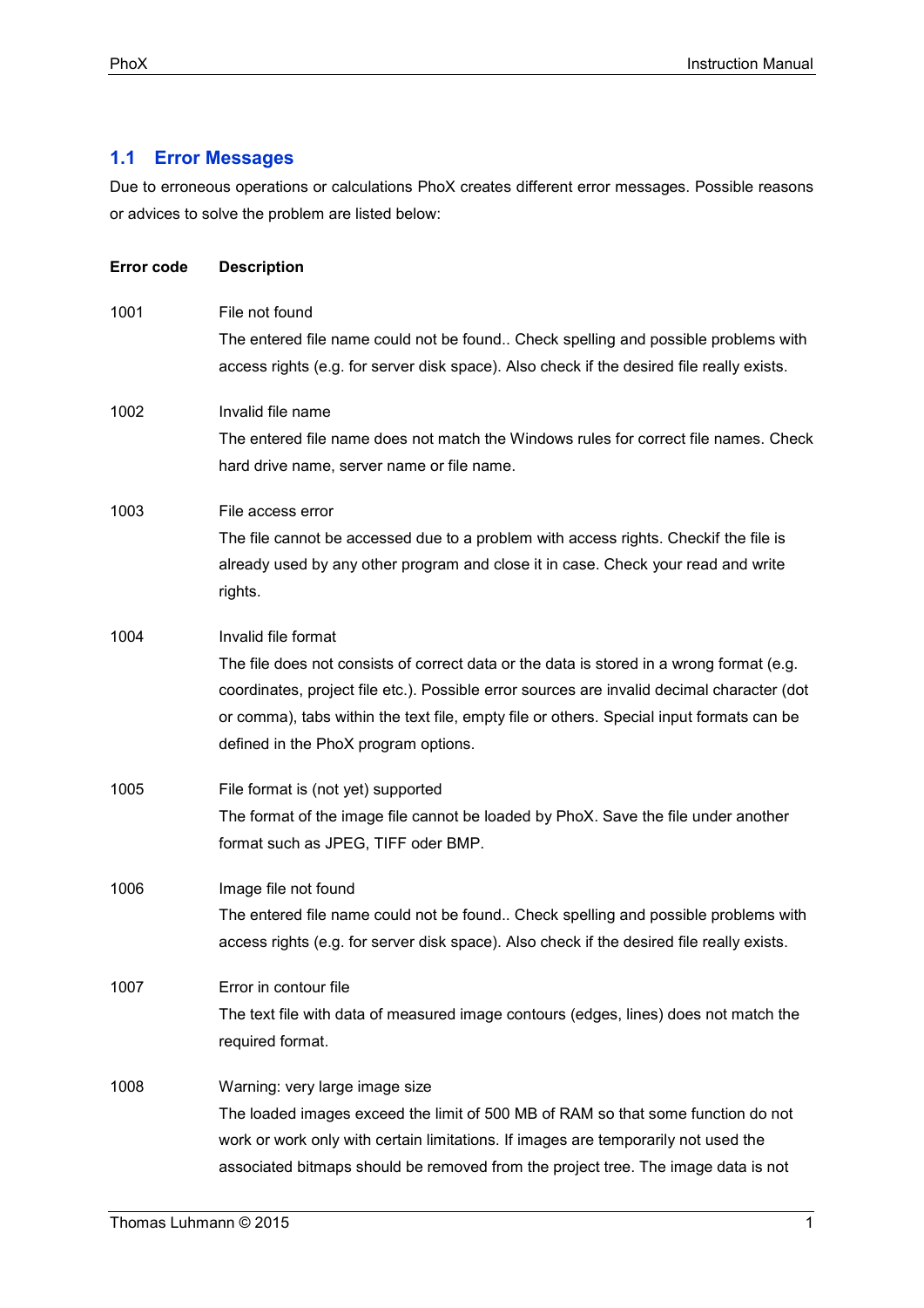## 1.1 Error Messages

Due to erroneous operations or calculations PhoX creates different error messages. Possible reasons or advices to solve the problem are listed below:

| Error code | Description |
|---|---|
| 1001 | File not found<br>The entered file name could not be found.. Check spelling and possible problems with access rights (e.g. for server disk space). Also check if the desired file really exists. |
| 1002 | Invalid file name<br>The entered file name does not match the Windows rules for correct file names. Check hard drive name, server name or file name. |
| 1003 | File access error<br>The file cannot be accessed due to a problem with access rights. Checkif the file is already used by any other program and close it in case. Check your read and write rights. |
| 1004 | Invalid file format<br>The file does not consists of correct data or the data is stored in a wrong format (e.g. coordinates, project file etc.). Possible error sources are invalid decimal character (dot or comma), tabs within the text file, empty file or others. Special input formats can be defined in the PhoX program options. |
| 1005 | File format is (not yet) supported<br>The format of the image file cannot be loaded by PhoX. Save the file under another format such as JPEG, TIFF oder BMP. |
| 1006 | Image file not found<br>The entered file name could not be found.. Check spelling and possible problems with access rights (e.g. for server disk space). Also check if the desired file really exists. |
| 1007 | Error in contour file<br>The text file with data of measured image contours (edges, lines) does not match the required format. |
| 1008 | Warning: very large image size<br>The loaded images exceed the limit of 500 MB of RAM so that some function do not work or work only with certain limitations. If images are temporarily not used the associated bitmaps should be removed from the project tree. The image data is not |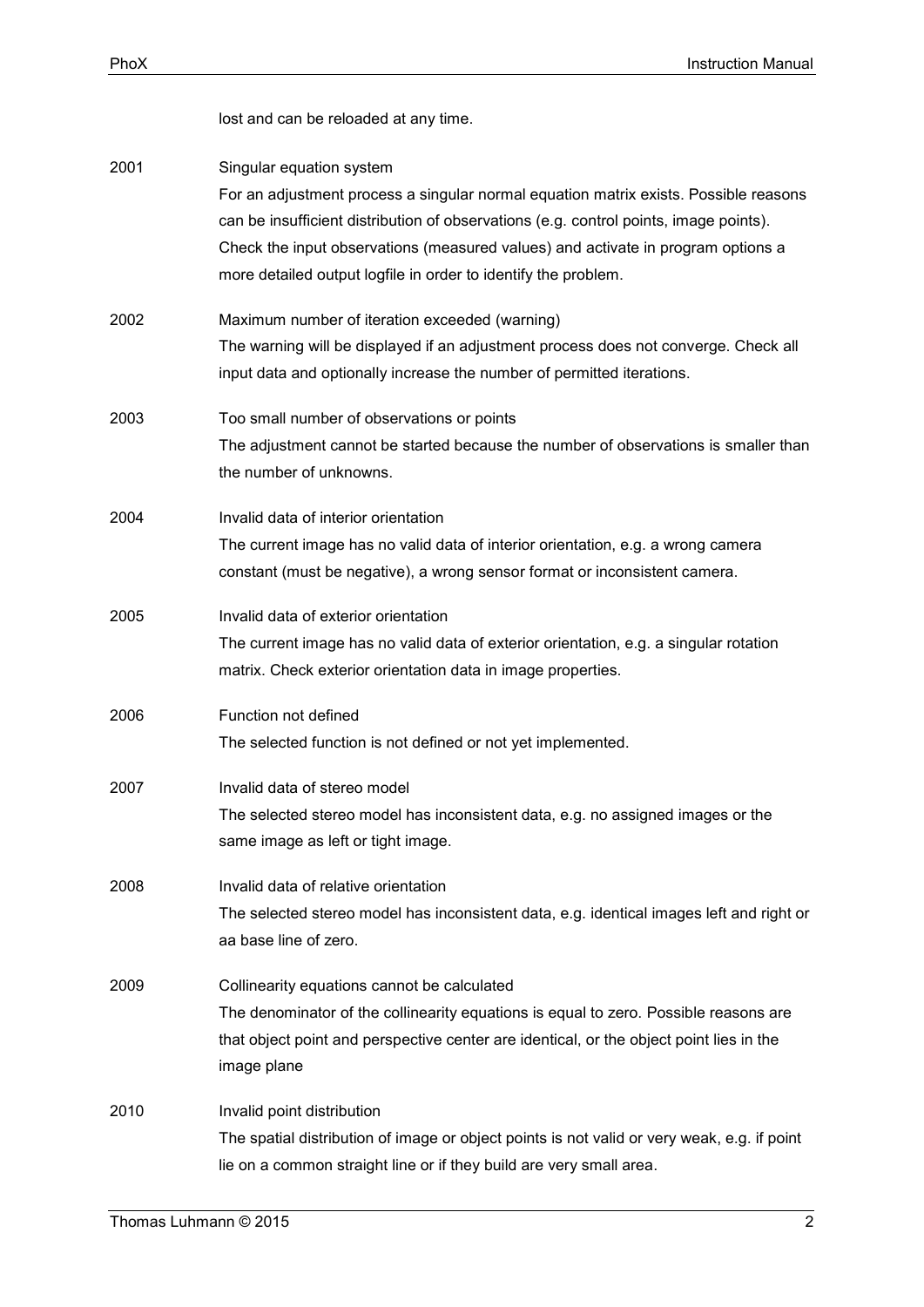lost and can be reloaded at any time.

| | |
|---|---|
| 2001 | Singular equation system<br>For an adjustment process a singular normal equation matrix exists. Possible reasons can be insufficient distribution of observations (e.g. control points, image points). Check the input observations (measured values) and activate in program options a more detailed output logfile in order to identify the problem. |
| 2002 | Maximum number of iteration exceeded (warning)<br>The warning will be displayed if an adjustment process does not converge. Check all input data and optionally increase the number of permitted iterations. |
| 2003 | Too small number of observations or points<br>The adjustment cannot be started because the number of observations is smaller than the number of unknowns. |
| 2004 | Invalid data of interior orientation<br>The current image has no valid data of interior orientation, e.g. a wrong camera constant (must be negative), a wrong sensor format or inconsistent camera. |
| 2005 | Invalid data of exterior orientation<br>The current image has no valid data of exterior orientation, e.g. a singular rotation matrix. Check exterior orientation data in image properties. |
| 2006 | Function not defined<br>The selected function is not defined or not yet implemented. |
| 2007 | Invalid data of stereo model<br>The selected stereo model has inconsistent data, e.g. no assigned images or the same image as left or tight image. |
| 2008 | Invalid data of relative orientation<br>The selected stereo model has inconsistent data, e.g. identical images left and right or aa base line of zero. |
| 2009 | Collinearity equations cannot be calculated<br>The denominator of the collinearity equations is equal to zero. Possible reasons are that object point and perspective center are identical, or the object point lies in the image plane |
| 2010 | Invalid point distribution<br>The spatial distribution of image or object points is not valid or very weak, e.g. if point lie on a common straight line or if they build are very small area. |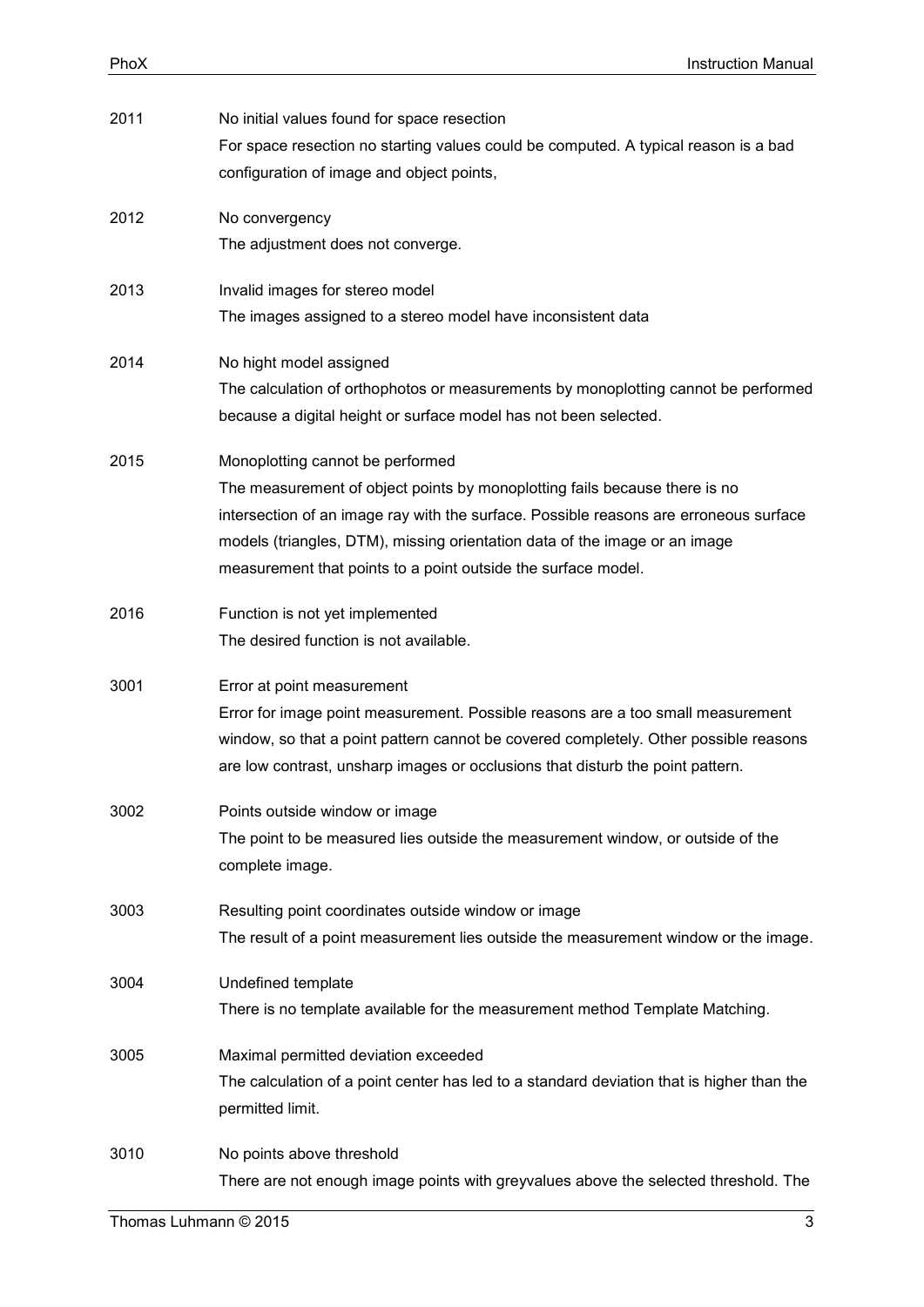| | |
|---|---|
| 2011 | No initial values found for space resection<br>For space resection no starting values could be computed. A typical reason is a bad configuration of image and object points, |
| 2012 | No convergency<br>The adjustment does not converge. |
| 2013 | Invalid images for stereo model<br>The images assigned to a stereo model have inconsistent data |
| 2014 | No hight model assigned<br>The calculation of orthophotos or measurements by monoplotting cannot be performed because a digital height or surface model has not been selected. |
| 2015 | Monoplotting cannot be performed<br>The measurement of object points by monoplotting fails because there is no intersection of an image ray with the surface. Possible reasons are erroneous surface models (triangles, DTM), missing orientation data of the image or an image measurement that points to a point outside the surface model. |
| 2016 | Function is not yet implemented<br>The desired function is not available. |
| 3001 | Error at point measurement<br>Error for image point measurement. Possible reasons are a too small measurement window, so that a point pattern cannot be covered completely. Other possible reasons are low contrast, unsharp images or occlusions that disturb the point pattern. |
| 3002 | Points outside window or image<br>The point to be measured lies outside the measurement window, or outside of the complete image. |
| 3003 | Resulting point coordinates outside window or image<br>The result of a point measurement lies outside the measurement window or the image. |
| 3004 | Undefined template<br>There is no template available for the measurement method Template Matching. |
| 3005 | Maximal permitted deviation exceeded<br>The calculation of a point center has led to a standard deviation that is higher than the permitted limit. |
| 3010 | No points above threshold<br>There are not enough image points with greyvalues above the selected threshold. The |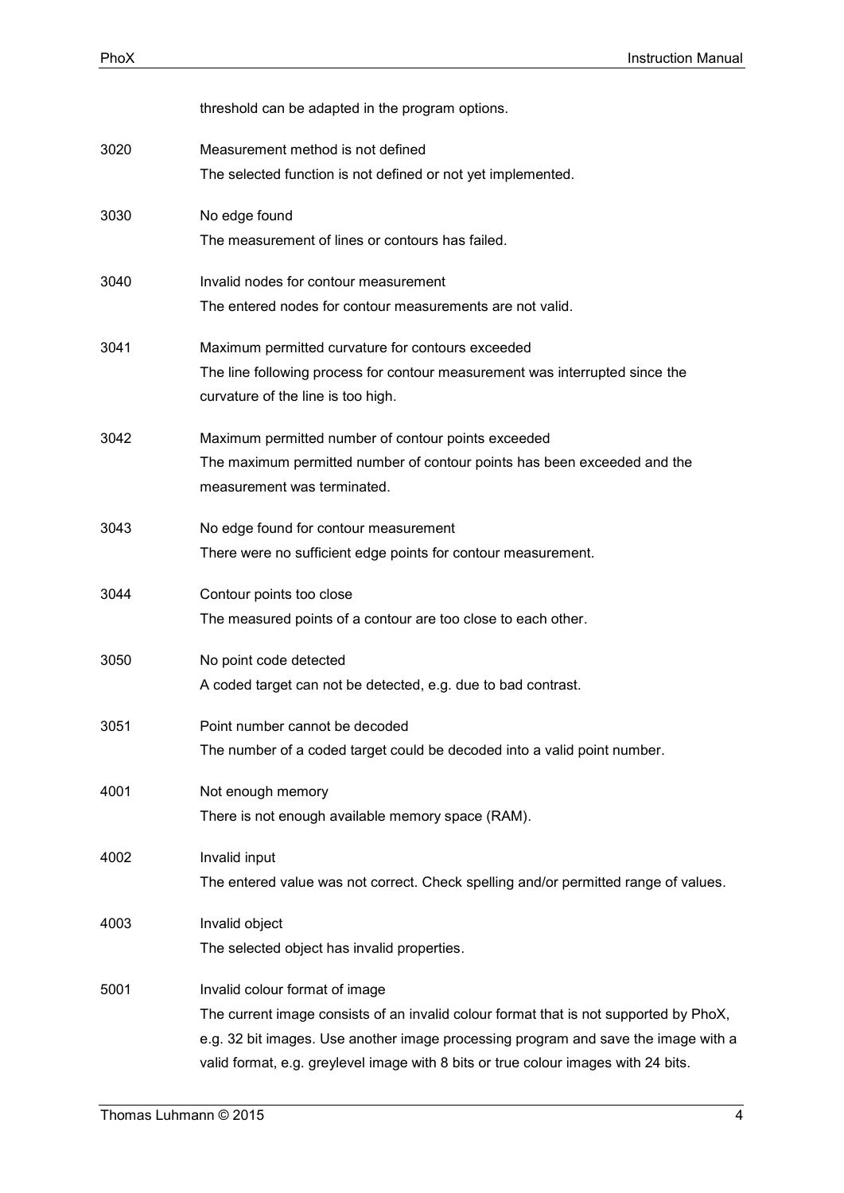threshold can be adapted in the program options.

| | |
|---|---|
| 3020 | Measurement method is not defined<br>The selected function is not defined or not yet implemented. |
| 3030 | No edge found<br>The measurement of lines or contours has failed. |
| 3040 | Invalid nodes for contour measurement<br>The entered nodes for contour measurements are not valid. |
| 3041 | Maximum permitted curvature for contours exceeded<br>The line following process for contour measurement was interrupted since the curvature of the line is too high. |
| 3042 | Maximum permitted number of contour points exceeded<br>The maximum permitted number of contour points has been exceeded and the measurement was terminated. |
| 3043 | No edge found for contour measurement<br>There were no sufficient edge points for contour measurement. |
| 3044 | Contour points too close<br>The measured points of a contour are too close to each other. |
| 3050 | No point code detected<br>A coded target can not be detected, e.g. due to bad contrast. |
| 3051 | Point number cannot be decoded<br>The number of a coded target could be decoded into a valid point number. |
| 4001 | Not enough memory<br>There is not enough available memory space (RAM). |
| 4002 | Invalid input<br>The entered value was not correct. Check spelling and/or permitted range of values. |
| 4003 | Invalid object<br>The selected object has invalid properties. |
| 5001 | Invalid colour format of image<br>The current image consists of an invalid colour format that is not supported by PhoX, e.g. 32 bit images. Use another image processing program and save the image with a valid format, e.g. greylevel image with 8 bits or true colour images with 24 bits. |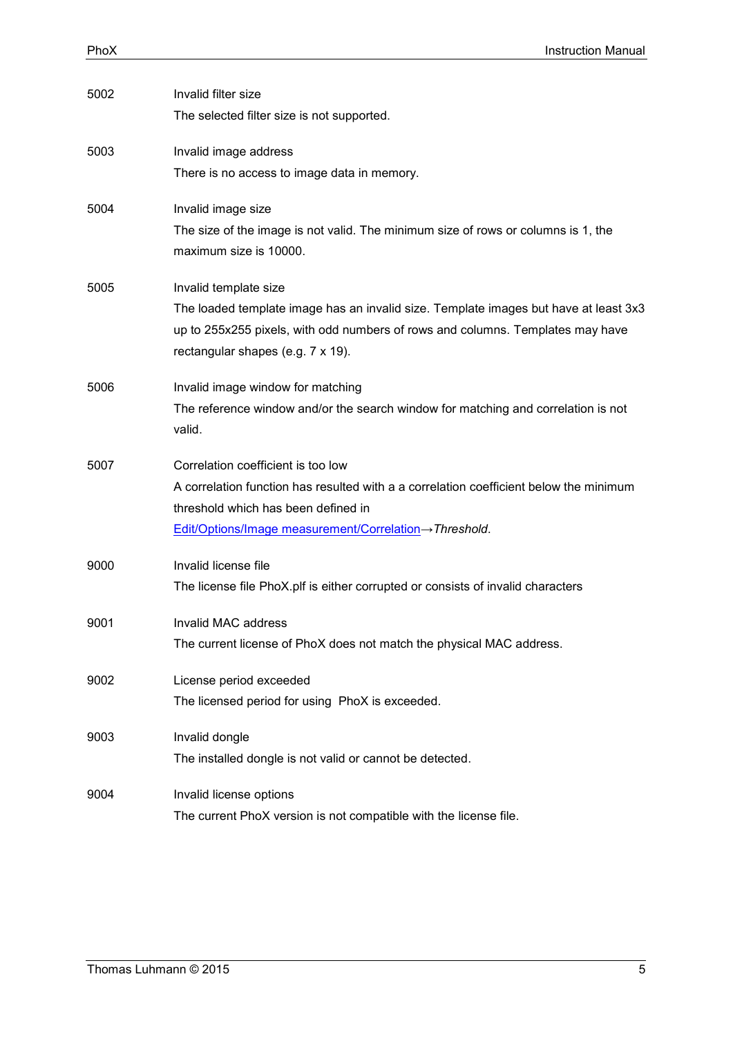5002 Invalid filter size
The selected filter size is not supported.

5003 Invalid image address
There is no access to image data in memory.

5004 Invalid image size
The size of the image is not valid. The minimum size of rows or columns is 1, the maximum size is 10000.

5005 Invalid template size
The loaded template image has an invalid size. Template images but have at least 3x3 up to 255x255 pixels, with odd numbers of rows and columns. Templates may have rectangular shapes (e.g. 7 x 19).

5006 Invalid image window for matching
The reference window and/or the search window for matching and correlation is not valid.

5007 Correlation coefficient is too low
A correlation function has resulted with a a correlation coefficient below the minimum threshold which has been defined in Edit/Options/Image measurement/Correlation→*Threshold*.

9000 Invalid license file
The license file PhoX.plf is either corrupted or consists of invalid characters

9001 Invalid MAC address
The current license of PhoX does not match the physical MAC address.

9002 License period exceeded
The licensed period for using PhoX is exceeded.

9003 Invalid dongle
The installed dongle is not valid or cannot be detected.

9004 Invalid license options
The current PhoX version is not compatible with the license file.